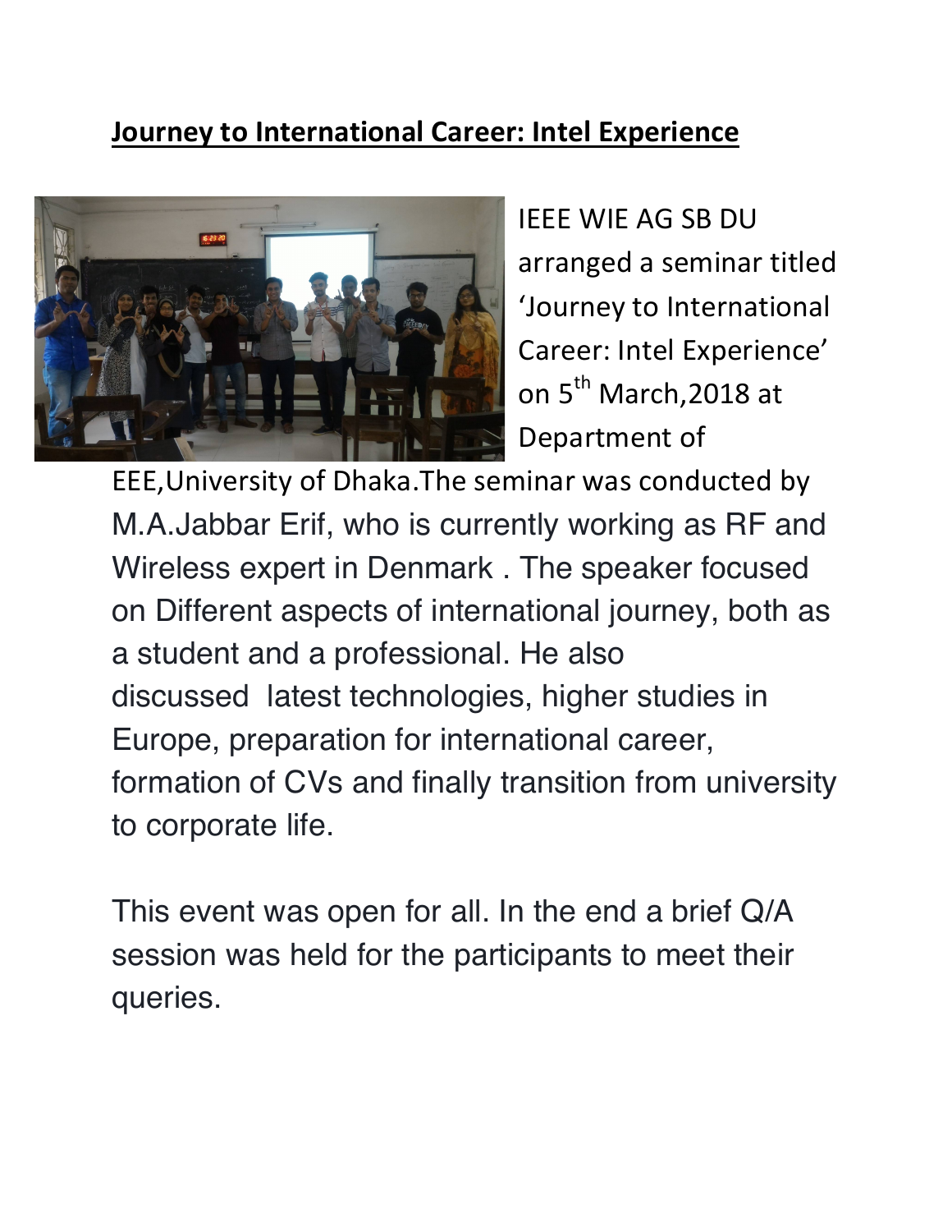## **Journey to International Career: Intel Experience**

IEEE WIE AG SB DU arranged a seminar titled 'Journey to International Career: Intel Experience' on 5th March,2018 at Department of EEE,University of Dhaka.The seminar was conducted by M.A.Jabbar Erif, who is currently working as RF and Wireless expert in Denmark . The speaker focused on Different aspects of international journey, both as a student and a professional. He also discussed latest technologies, higher studies in Europe, preparation for international career, formation of CVs and finally transition from university to corporate life.

This event was open for all. In the end a brief Q/A session was held for the participants to meet their queries.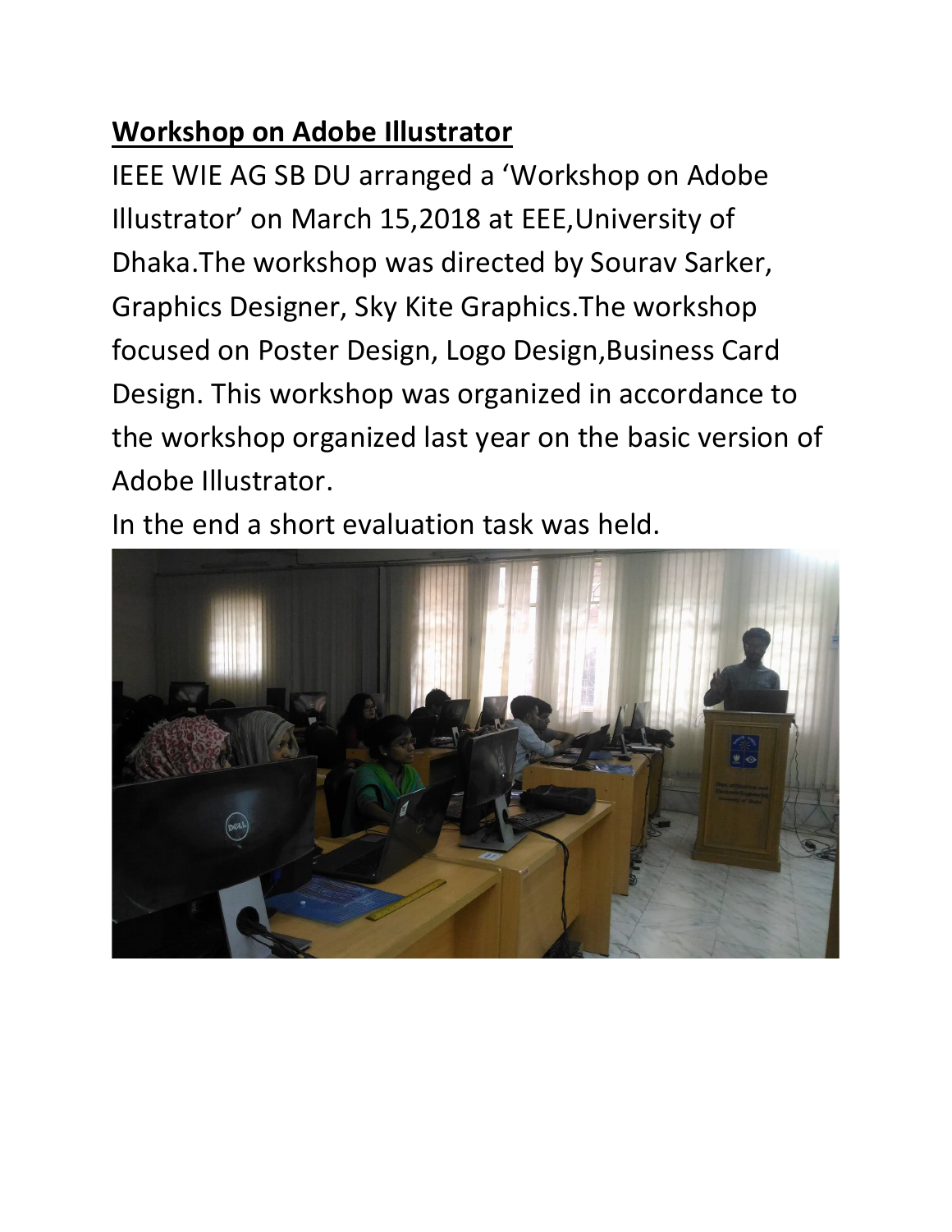**Workshop on Adobe Illustrator**

IEEE WIE AG SB DU arranged a 'Workshop on Adobe Illustrator' on March 15,2018 at EEE,University of Dhaka.The workshop was directed by Sourav Sarker, Graphics Designer, Sky Kite Graphics.The workshop focused on Poster Design, Logo Design,Business Card Design. This workshop was organized in accordance to the workshop organized last year on the basic version of Adobe Illustrator.

In the end a short evaluation task was held.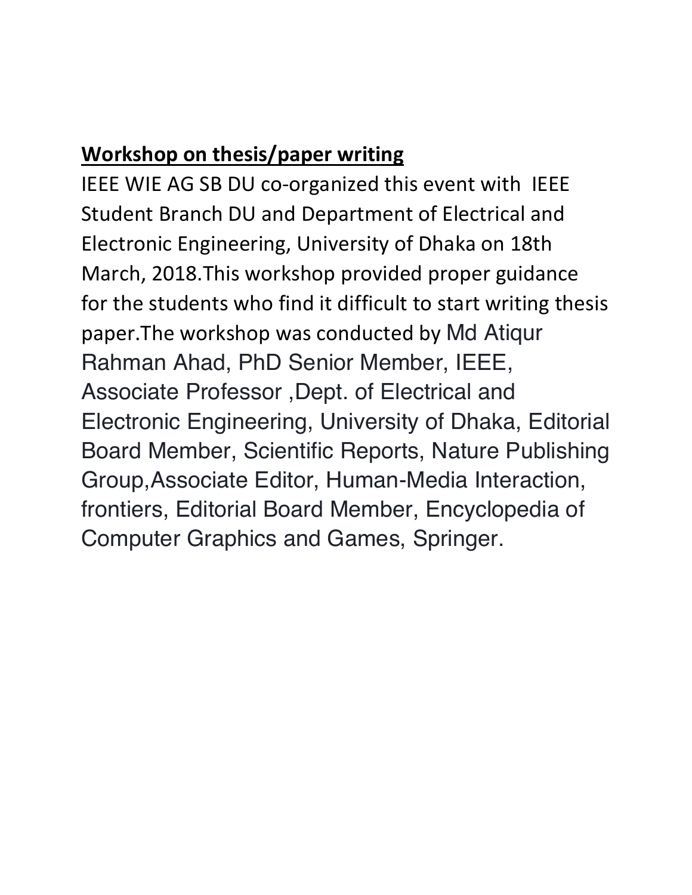**<u>Workshop on thesis/paper writing</u>**

IEEE WIE AG SB DU co-organized this event with IEEE Student Branch DU and Department of Electrical and Electronic Engineering, University of Dhaka on 18th March, 2018.This workshop provided proper guidance for the students who find it difficult to start writing thesis paper.The workshop was conducted by Md Atiqur Rahman Ahad, PhD Senior Member, IEEE, Associate Professor ,Dept. of Electrical and Electronic Engineering, University of Dhaka, Editorial Board Member, Scientific Reports, Nature Publishing Group,Associate Editor, Human-Media Interaction, frontiers, Editorial Board Member, Encyclopedia of Computer Graphics and Games, Springer.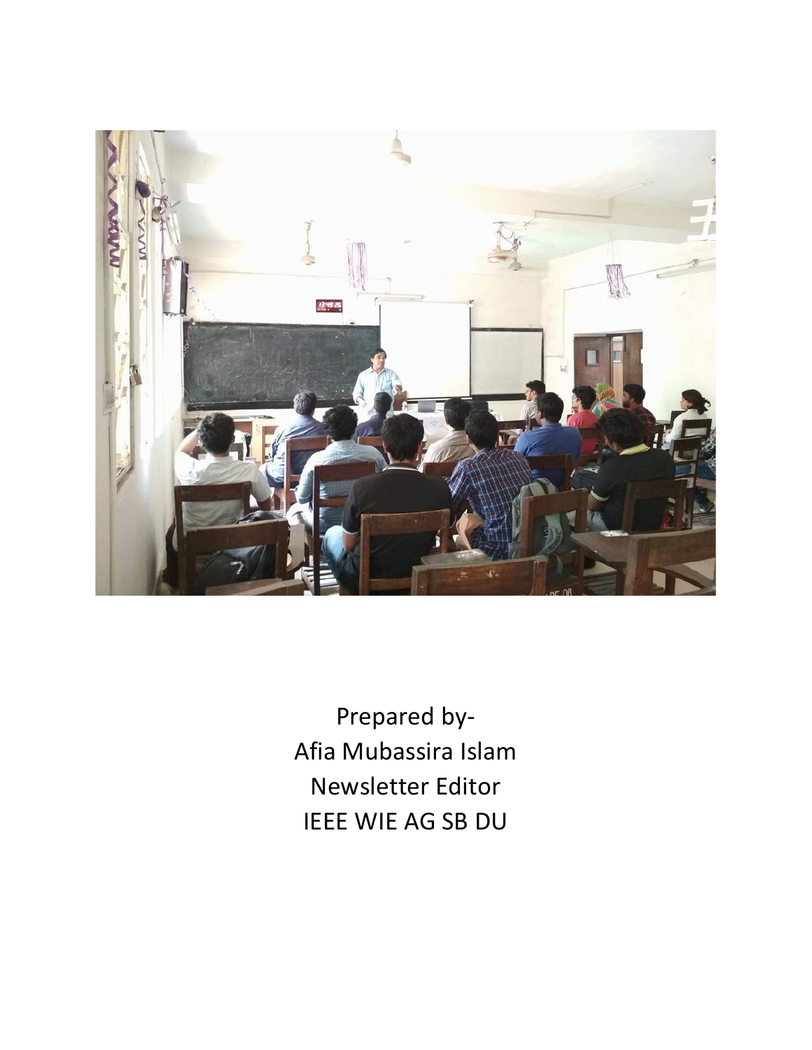Prepared by-
Afia Mubassira Islam
Newsletter Editor
IEEE WIE AG SB DU